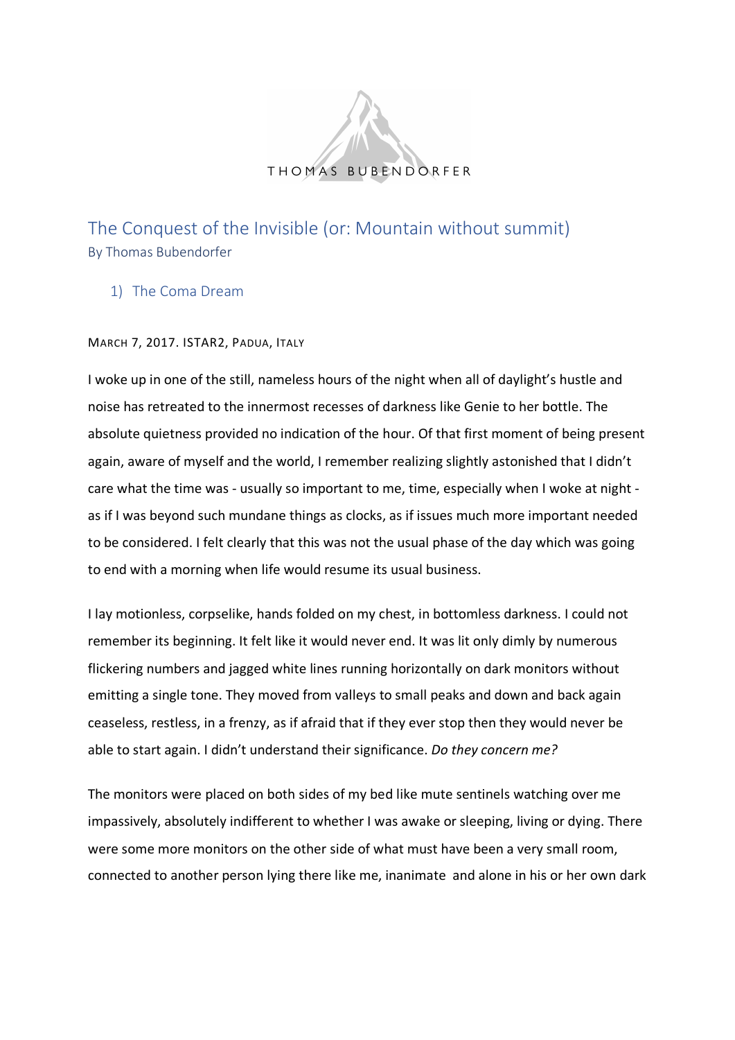THOMAS BUBENDORFER

# The Conquest of the Invisible (or: Mountain without summit)

By Thomas Bubendorfer

## 1) The Coma Dream

MARCH 7, 2017. ISTAR2, PADUA, ITALY

I woke up in one of the still, nameless hours of the night when all of daylight's hustle and noise has retreated to the innermost recesses of darkness like Genie to her bottle. The absolute quietness provided no indication of the hour. Of that first moment of being present again, aware of myself and the world, I remember realizing slightly astonished that I didn't care what the time was - usually so important to me, time, especially when I woke at night - as if I was beyond such mundane things as clocks, as if issues much more important needed to be considered. I felt clearly that this was not the usual phase of the day which was going to end with a morning when life would resume its usual business.

I lay motionless, corpselike, hands folded on my chest, in bottomless darkness. I could not remember its beginning. It felt like it would never end. It was lit only dimly by numerous flickering numbers and jagged white lines running horizontally on dark monitors without emitting a single tone. They moved from valleys to small peaks and down and back again ceaseless, restless, in a frenzy, as if afraid that if they ever stop then they would never be able to start again. I didn't understand their significance. *Do they concern me?*

The monitors were placed on both sides of my bed like mute sentinels watching over me impassively, absolutely indifferent to whether I was awake or sleeping, living or dying. There were some more monitors on the other side of what must have been a very small room, connected to another person lying there like me, inanimate and alone in his or her own dark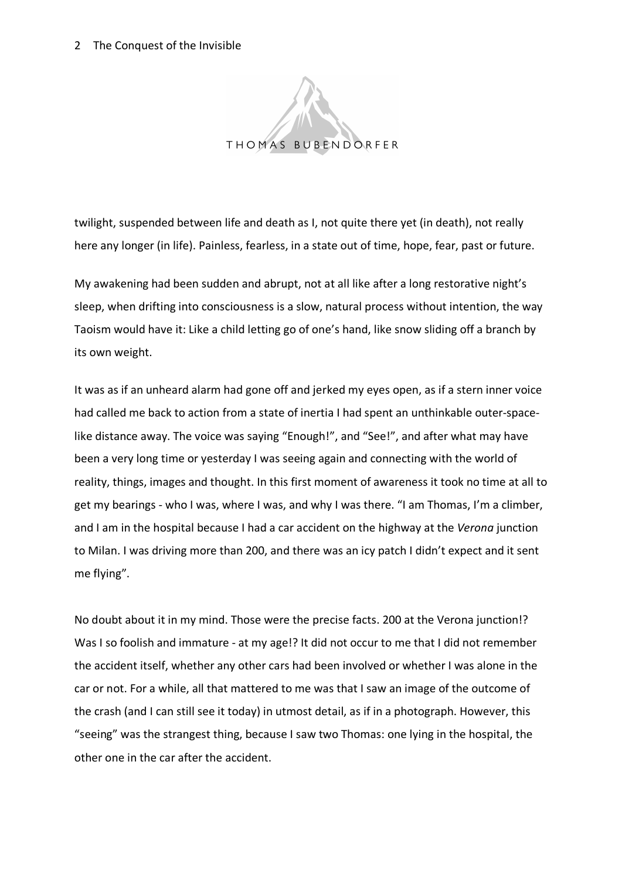twilight, suspended between life and death as I, not quite there yet (in death), not really here any longer (in life). Painless, fearless, in a state out of time, hope, fear, past or future.

My awakening had been sudden and abrupt, not at all like after a long restorative night's sleep, when drifting into consciousness is a slow, natural process without intention, the way Taoism would have it: Like a child letting go of one's hand, like snow sliding off a branch by its own weight.

It was as if an unheard alarm had gone off and jerked my eyes open, as if a stern inner voice had called me back to action from a state of inertia I had spent an unthinkable outer-space-like distance away. The voice was saying "Enough!", and "See!", and after what may have been a very long time or yesterday I was seeing again and connecting with the world of reality, things, images and thought. In this first moment of awareness it took no time at all to get my bearings - who I was, where I was, and why I was there. "I am Thomas, I'm a climber, and I am in the hospital because I had a car accident on the highway at the *Verona* junction to Milan. I was driving more than 200, and there was an icy patch I didn't expect and it sent me flying".

No doubt about it in my mind. Those were the precise facts. 200 at the Verona junction!? Was I so foolish and immature - at my age!? It did not occur to me that I did not remember the accident itself, whether any other cars had been involved or whether I was alone in the car or not. For a while, all that mattered to me was that I saw an image of the outcome of the crash (and I can still see it today) in utmost detail, as if in a photograph. However, this "seeing" was the strangest thing, because I saw two Thomas: one lying in the hospital, the other one in the car after the accident.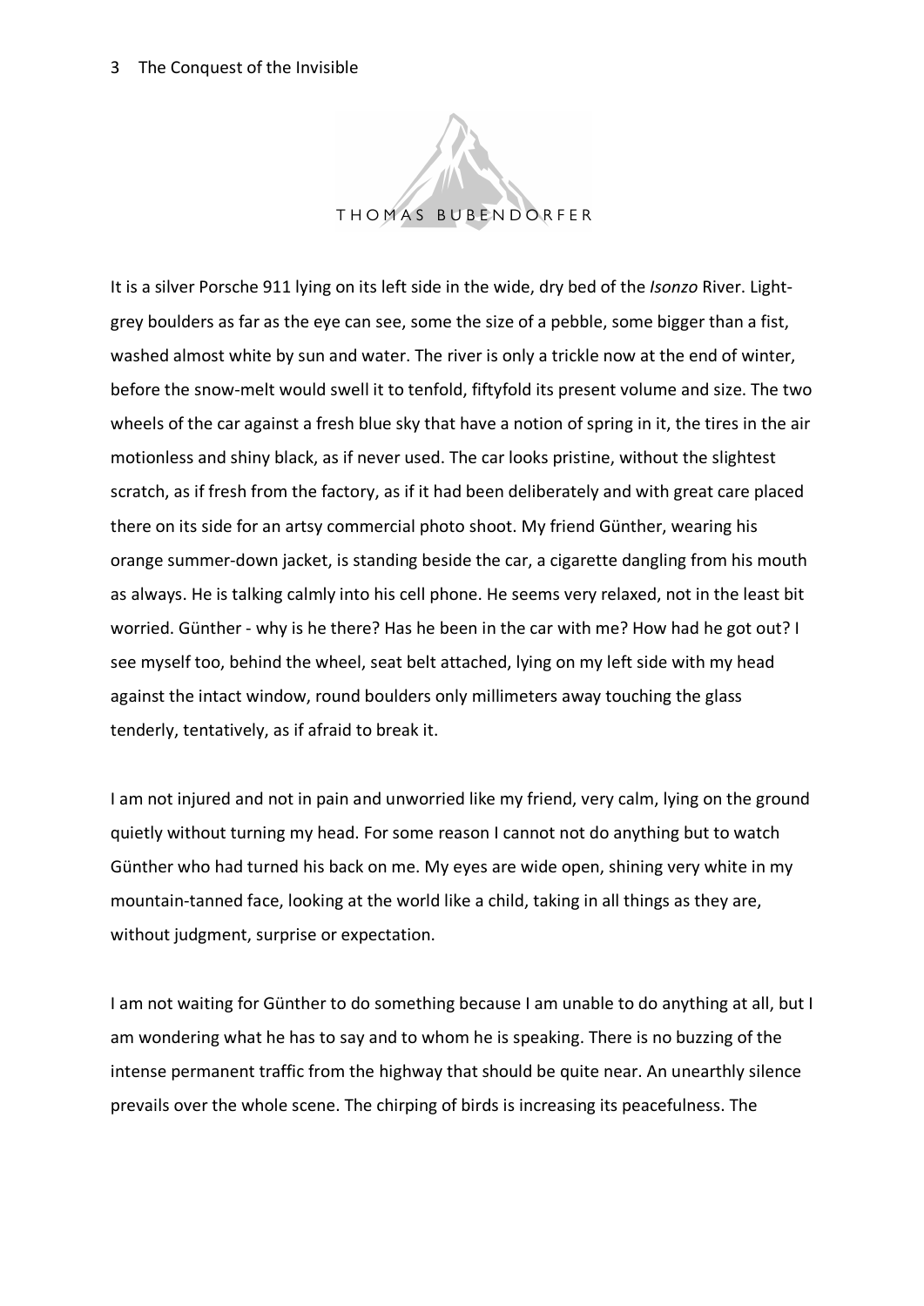It is a silver Porsche 911 lying on its left side in the wide, dry bed of the *Isonzo* River. Light-grey boulders as far as the eye can see, some the size of a pebble, some bigger than a fist, washed almost white by sun and water. The river is only a trickle now at the end of winter, before the snow-melt would swell it to tenfold, fiftyfold its present volume and size. The two wheels of the car against a fresh blue sky that have a notion of spring in it, the tires in the air motionless and shiny black, as if never used. The car looks pristine, without the slightest scratch, as if fresh from the factory, as if it had been deliberately and with great care placed there on its side for an artsy commercial photo shoot. My friend Günther, wearing his orange summer-down jacket, is standing beside the car, a cigarette dangling from his mouth as always. He is talking calmly into his cell phone. He seems very relaxed, not in the least bit worried. Günther - why is he there? Has he been in the car with me? How had he got out? I see myself too, behind the wheel, seat belt attached, lying on my left side with my head against the intact window, round boulders only millimeters away touching the glass tenderly, tentatively, as if afraid to break it.

I am not injured and not in pain and unworried like my friend, very calm, lying on the ground quietly without turning my head. For some reason I cannot not do anything but to watch Günther who had turned his back on me. My eyes are wide open, shining very white in my mountain-tanned face, looking at the world like a child, taking in all things as they are, without judgment, surprise or expectation.

I am not waiting for Günther to do something because I am unable to do anything at all, but I am wondering what he has to say and to whom he is speaking. There is no buzzing of the intense permanent traffic from the highway that should be quite near. An unearthly silence prevails over the whole scene. The chirping of birds is increasing its peacefulness. The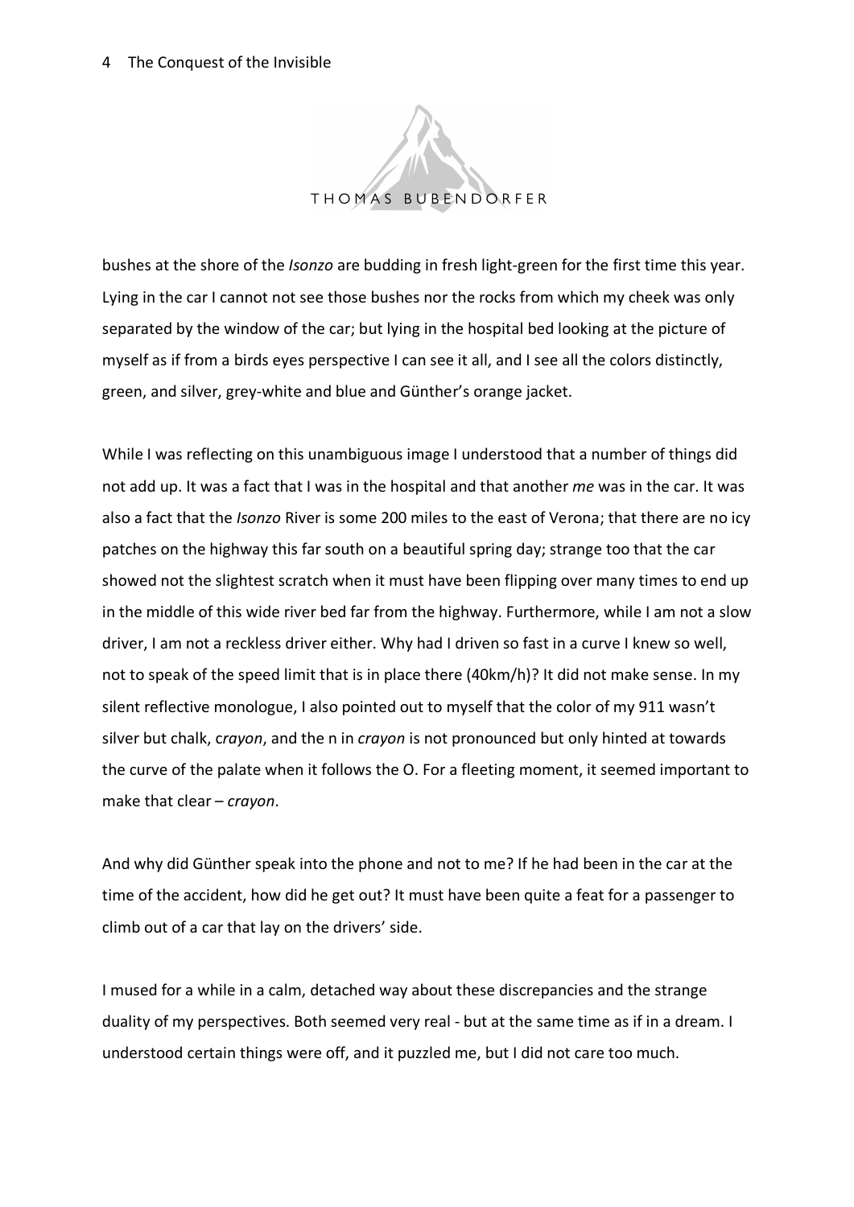bushes at the shore of the *Isonzo* are budding in fresh light-green for the first time this year. Lying in the car I cannot not see those bushes nor the rocks from which my cheek was only separated by the window of the car; but lying in the hospital bed looking at the picture of myself as if from a birds eyes perspective I can see it all, and I see all the colors distinctly, green, and silver, grey-white and blue and Günther's orange jacket.

While I was reflecting on this unambiguous image I understood that a number of things did not add up. It was a fact that I was in the hospital and that another *me* was in the car. It was also a fact that the *Isonzo* River is some 200 miles to the east of Verona; that there are no icy patches on the highway this far south on a beautiful spring day; strange too that the car showed not the slightest scratch when it must have been flipping over many times to end up in the middle of this wide river bed far from the highway. Furthermore, while I am not a slow driver, I am not a reckless driver either. Why had I driven so fast in a curve I knew so well, not to speak of the speed limit that is in place there (40km/h)? It did not make sense. In my silent reflective monologue, I also pointed out to myself that the color of my 911 wasn't silver but chalk, c*rayon*, and the n in *crayon* is not pronounced but only hinted at towards the curve of the palate when it follows the O. For a fleeting moment, it seemed important to make that clear – *crayon*.

And why did Günther speak into the phone and not to me? If he had been in the car at the time of the accident, how did he get out? It must have been quite a feat for a passenger to climb out of a car that lay on the drivers' side.

I mused for a while in a calm, detached way about these discrepancies and the strange duality of my perspectives. Both seemed very real - but at the same time as if in a dream. I understood certain things were off, and it puzzled me, but I did not care too much.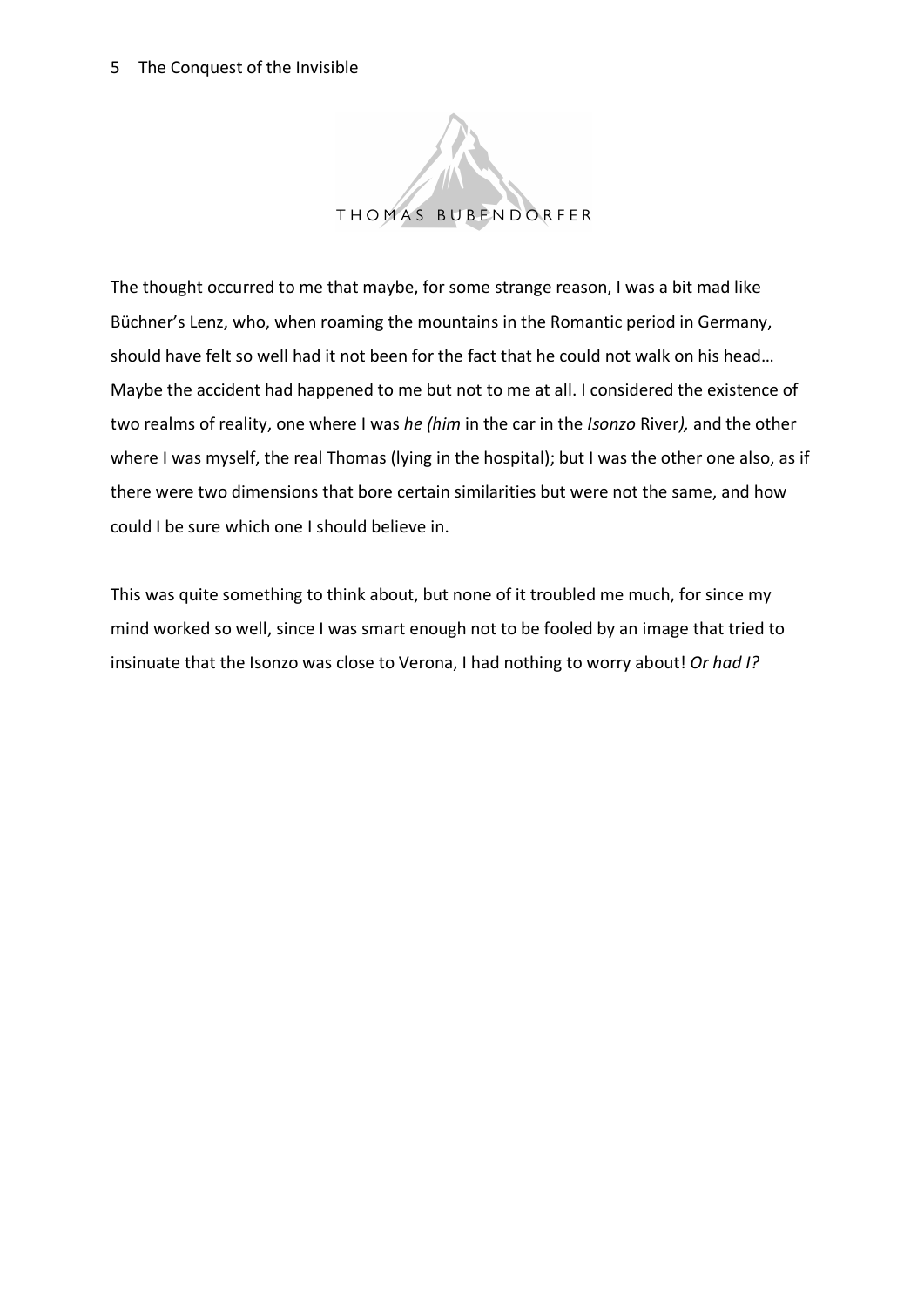The thought occurred to me that maybe, for some strange reason, I was a bit mad like Büchner's Lenz, who, when roaming the mountains in the Romantic period in Germany, should have felt so well had it not been for the fact that he could not walk on his head… Maybe the accident had happened to me but not to me at all. I considered the existence of two realms of reality, one where I was *he (him* in the car in the *Isonzo* River*),* and the other where I was myself, the real Thomas (lying in the hospital); but I was the other one also, as if there were two dimensions that bore certain similarities but were not the same, and how could I be sure which one I should believe in.

This was quite something to think about, but none of it troubled me much, for since my mind worked so well, since I was smart enough not to be fooled by an image that tried to insinuate that the Isonzo was close to Verona, I had nothing to worry about! *Or had I?*